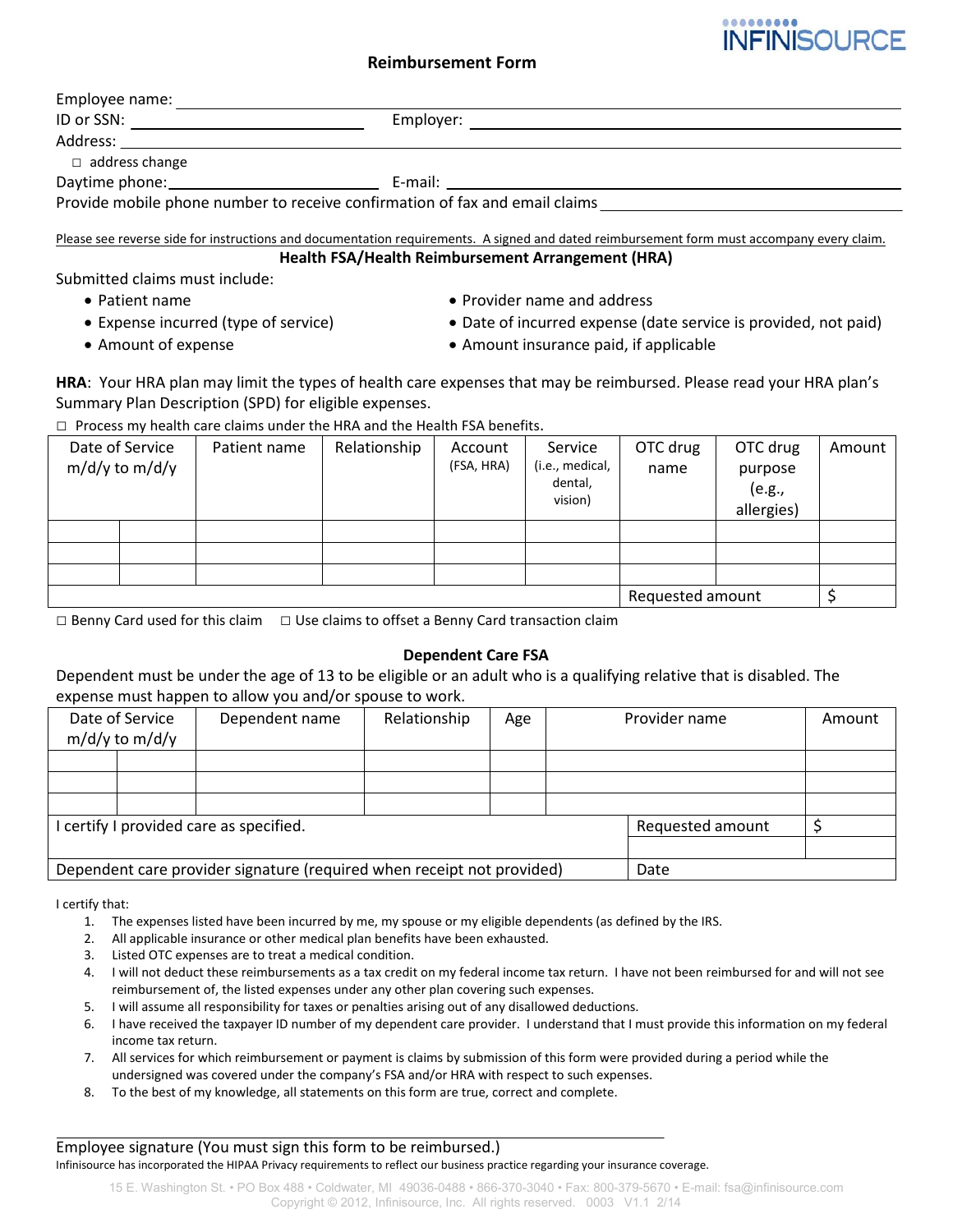INFINISOURCE

# Reimbursement Form

Employee name: ____________________

ID or SSN: ____________________ Employer: ____________________

Address: ____________________

□ address change

Daytime phone: ____________________ E-mail: ____________________

Provide mobile phone number to receive confirmation of fax and email claims ____________________

Please see reverse side for instructions and documentation requirements. A signed and dated reimbursement form must accompany every claim.

## Health FSA/Health Reimbursement Arrangement (HRA)

Submitted claims must include:

- Patient name
- Expense incurred (type of service)
- Amount of expense
- Provider name and address
- Date of incurred expense (date service is provided, not paid)
- Amount insurance paid, if applicable

**HRA**: Your HRA plan may limit the types of health care expenses that may be reimbursed. Please read your HRA plan's Summary Plan Description (SPD) for eligible expenses.

□ Process my health care claims under the HRA and the Health FSA benefits.

| Date of Service m/d/y to m/d/y | | Patient name | Relationship | Account (FSA, HRA) | Service (i.e., medical, dental, vision) | OTC drug name | OTC drug purpose (e.g., allergies) | Amount |
|---|---|---|---|---|---|---|---|---|
| | | | | | | | | |
| | | | | | | | | |
| | | | | | | | | |
| | | | | | | | Requested amount | $ |

□ Benny Card used for this claim □ Use claims to offset a Benny Card transaction claim

## Dependent Care FSA

Dependent must be under the age of 13 to be eligible or an adult who is a qualifying relative that is disabled. The expense must happen to allow you and/or spouse to work.

| Date of Service m/d/y to m/d/y | | Dependent name | Relationship | Age | Provider name | Amount |
|---|---|---|---|---|---|---|
| | | | | | | |
| | | | | | | |
| | | | | | | |
| I certify I provided care as specified. | | | | | Requested amount | $ |
| | | | | | | |
| Dependent care provider signature (required when receipt not provided) | | | | | Date | |

I certify that:

1. The expenses listed have been incurred by me, my spouse or my eligible dependents (as defined by the IRS.
2. All applicable insurance or other medical plan benefits have been exhausted.
3. Listed OTC expenses are to treat a medical condition.
4. I will not deduct these reimbursements as a tax credit on my federal income tax return. I have not been reimbursed for and will not see reimbursement of, the listed expenses under any other plan covering such expenses.
5. I will assume all responsibility for taxes or penalties arising out of any disallowed deductions.
6. I have received the taxpayer ID number of my dependent care provider. I understand that I must provide this information on my federal income tax return.
7. All services for which reimbursement or payment is claims by submission of this form were provided during a period while the undersigned was covered under the company's FSA and/or HRA with respect to such expenses.
8. To the best of my knowledge, all statements on this form are true, correct and complete.

____________________

Employee signature (You must sign this form to be reimbursed.)

Infinisource has incorporated the HIPAA Privacy requirements to reflect our business practice regarding your insurance coverage.

15 E. Washington St. • PO Box 488 • Coldwater, MI 49036-0488 • 866-370-3040 • Fax: 800-379-5670 • E-mail: fsa@infinisource.com
Copyright © 2012, Infinisource, Inc. All rights reserved. 0003 V1.1 2/14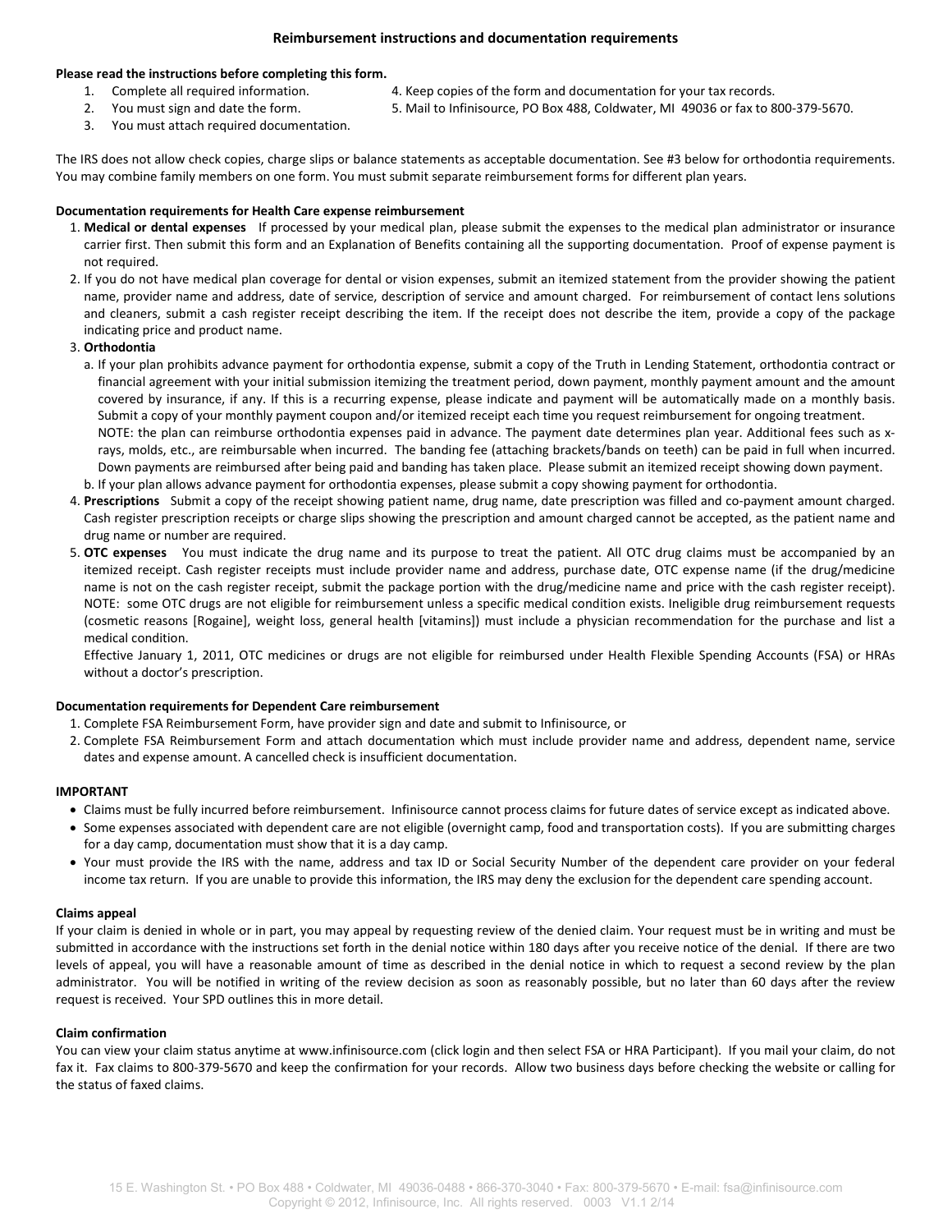## Reimbursement instructions and documentation requirements

**Please read the instructions before completing this form.**

1. Complete all required information.
2. You must sign and date the form.
3. You must attach required documentation.
4. Keep copies of the form and documentation for your tax records.
5. Mail to Infinisource, PO Box 488, Coldwater, MI 49036 or fax to 800-379-5670.

The IRS does not allow check copies, charge slips or balance statements as acceptable documentation. See #3 below for orthodontia requirements. You may combine family members on one form. You must submit separate reimbursement forms for different plan years.

**Documentation requirements for Health Care expense reimbursement**

1. **Medical or dental expenses** If processed by your medical plan, please submit the expenses to the medical plan administrator or insurance carrier first. Then submit this form and an Explanation of Benefits containing all the supporting documentation. Proof of expense payment is not required.
2. If you do not have medical plan coverage for dental or vision expenses, submit an itemized statement from the provider showing the patient name, provider name and address, date of service, description of service and amount charged. For reimbursement of contact lens solutions and cleaners, submit a cash register receipt describing the item. If the receipt does not describe the item, provide a copy of the package indicating price and product name.
3. **Orthodontia**
   a. If your plan prohibits advance payment for orthodontia expense, submit a copy of the Truth in Lending Statement, orthodontia contract or financial agreement with your initial submission itemizing the treatment period, down payment, monthly payment amount and the amount covered by insurance, if any. If this is a recurring expense, please indicate and payment will be automatically made on a monthly basis. Submit a copy of your monthly payment coupon and/or itemized receipt each time you request reimbursement for ongoing treatment.
   NOTE: the plan can reimburse orthodontia expenses paid in advance. The payment date determines plan year. Additional fees such as x-rays, molds, etc., are reimbursable when incurred. The banding fee (attaching brackets/bands on teeth) can be paid in full when incurred. Down payments are reimbursed after being paid and banding has taken place. Please submit an itemized receipt showing down payment.
   b. If your plan allows advance payment for orthodontia expenses, please submit a copy showing payment for orthodontia.
4. **Prescriptions** Submit a copy of the receipt showing patient name, drug name, date prescription was filled and co-payment amount charged. Cash register prescription receipts or charge slips showing the prescription and amount charged cannot be accepted, as the patient name and drug name or number are required.
5. **OTC expenses** You must indicate the drug name and its purpose to treat the patient. All OTC drug claims must be accompanied by an itemized receipt. Cash register receipts must include provider name and address, purchase date, OTC expense name (if the drug/medicine name is not on the cash register receipt, submit the package portion with the drug/medicine name and price with the cash register receipt). NOTE: some OTC drugs are not eligible for reimbursement unless a specific medical condition exists. Ineligible drug reimbursement requests (cosmetic reasons [Rogaine], weight loss, general health [vitamins]) must include a physician recommendation for the purchase and list a medical condition.
   Effective January 1, 2011, OTC medicines or drugs are not eligible for reimbursed under Health Flexible Spending Accounts (FSA) or HRAs without a doctor's prescription.

**Documentation requirements for Dependent Care reimbursement**

1. Complete FSA Reimbursement Form, have provider sign and date and submit to Infinisource, or
2. Complete FSA Reimbursement Form and attach documentation which must include provider name and address, dependent name, service dates and expense amount. A cancelled check is insufficient documentation.

**IMPORTANT**

- Claims must be fully incurred before reimbursement. Infinisource cannot process claims for future dates of service except as indicated above.
- Some expenses associated with dependent care are not eligible (overnight camp, food and transportation costs). If you are submitting charges for a day camp, documentation must show that it is a day camp.
- Your must provide the IRS with the name, address and tax ID or Social Security Number of the dependent care provider on your federal income tax return. If you are unable to provide this information, the IRS may deny the exclusion for the dependent care spending account.

**Claims appeal**

If your claim is denied in whole or in part, you may appeal by requesting review of the denied claim. Your request must be in writing and must be submitted in accordance with the instructions set forth in the denial notice within 180 days after you receive notice of the denial. If there are two levels of appeal, you will have a reasonable amount of time as described in the denial notice in which to request a second review by the plan administrator. You will be notified in writing of the review decision as soon as reasonably possible, but no later than 60 days after the review request is received. Your SPD outlines this in more detail.

**Claim confirmation**

You can view your claim status anytime at www.infinisource.com (click login and then select FSA or HRA Participant). If you mail your claim, do not fax it. Fax claims to 800-379-5670 and keep the confirmation for your records. Allow two business days before checking the website or calling for the status of faxed claims.

15 E. Washington St. • PO Box 488 • Coldwater, MI 49036-0488 • 866-370-3040 • Fax: 800-379-5670 • E-mail: fsa@infinisource.com
Copyright © 2012, Infinisource, Inc. All rights reserved. 0003 V1.1 2/14